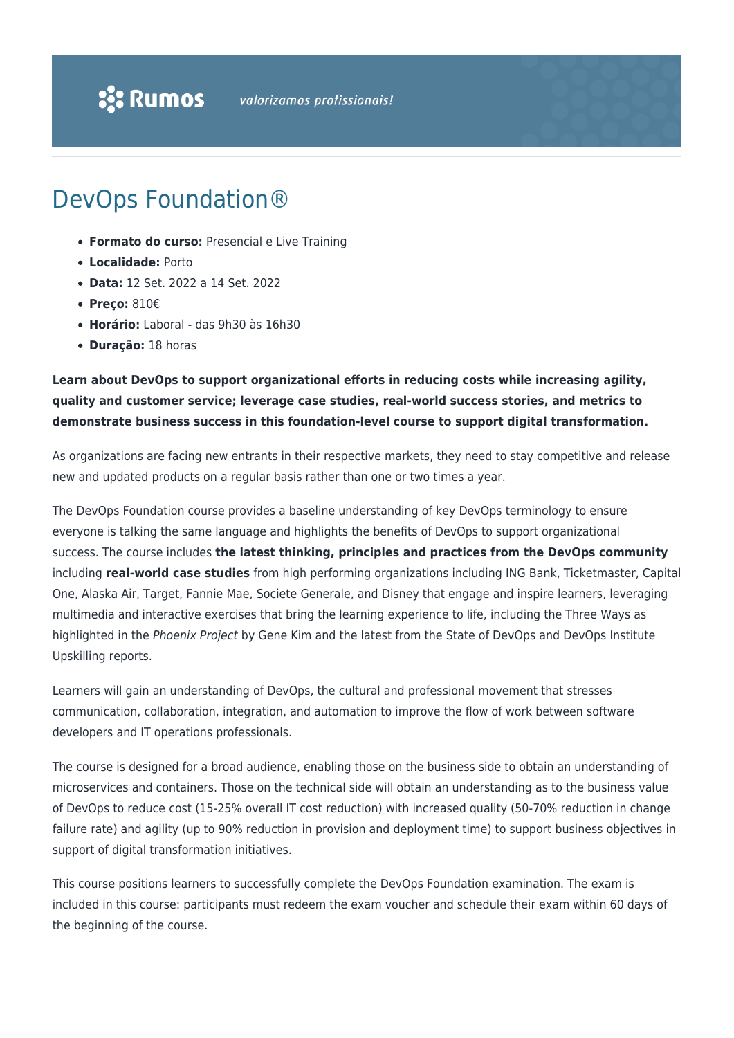Rumos valorizamos profissionais!

# DevOps Foundation®

- **Formato do curso:** Presencial e Live Training
- **Localidade:** Porto
- **Data:** 12 Set. 2022 a 14 Set. 2022
- **Preço:** 810€
- **Horário:** Laboral - das 9h30 às 16h30
- **Duração:** 18 horas

**Learn about DevOps to support organizational efforts in reducing costs while increasing agility, quality and customer service; leverage case studies, real-world success stories, and metrics to demonstrate business success in this foundation-level course to support digital transformation.**

As organizations are facing new entrants in their respective markets, they need to stay competitive and release new and updated products on a regular basis rather than one or two times a year.

The DevOps Foundation course provides a baseline understanding of key DevOps terminology to ensure everyone is talking the same language and highlights the benefits of DevOps to support organizational success. The course includes **the latest thinking, principles and practices from the DevOps community** including **real-world case studies** from high performing organizations including ING Bank, Ticketmaster, Capital One, Alaska Air, Target, Fannie Mae, Societe Generale, and Disney that engage and inspire learners, leveraging multimedia and interactive exercises that bring the learning experience to life, including the Three Ways as highlighted in the *Phoenix Project* by Gene Kim and the latest from the State of DevOps and DevOps Institute Upskilling reports.

Learners will gain an understanding of DevOps, the cultural and professional movement that stresses communication, collaboration, integration, and automation to improve the flow of work between software developers and IT operations professionals.

The course is designed for a broad audience, enabling those on the business side to obtain an understanding of microservices and containers. Those on the technical side will obtain an understanding as to the business value of DevOps to reduce cost (15-25% overall IT cost reduction) with increased quality (50-70% reduction in change failure rate) and agility (up to 90% reduction in provision and deployment time) to support business objectives in support of digital transformation initiatives.

This course positions learners to successfully complete the DevOps Foundation examination. The exam is included in this course: participants must redeem the exam voucher and schedule their exam within 60 days of the beginning of the course.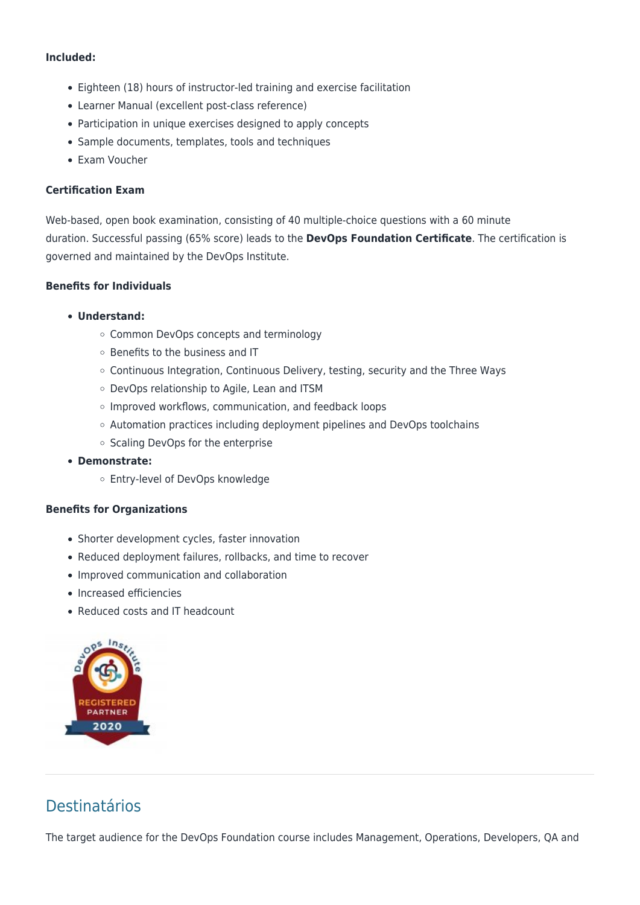**Included:**

- Eighteen (18) hours of instructor-led training and exercise facilitation
- Learner Manual (excellent post-class reference)
- Participation in unique exercises designed to apply concepts
- Sample documents, templates, tools and techniques
- Exam Voucher

**Certification Exam**

Web-based, open book examination, consisting of 40 multiple-choice questions with a 60 minute duration. Successful passing (65% score) leads to the **DevOps Foundation Certificate**. The certification is governed and maintained by the DevOps Institute.

**Benefits for Individuals**

- **Understand:**
  - Common DevOps concepts and terminology
  - Benefits to the business and IT
  - Continuous Integration, Continuous Delivery, testing, security and the Three Ways
  - DevOps relationship to Agile, Lean and ITSM
  - Improved workflows, communication, and feedback loops
  - Automation practices including deployment pipelines and DevOps toolchains
  - Scaling DevOps for the enterprise
- **Demonstrate:**
  - Entry-level of DevOps knowledge

**Benefits for Organizations**

- Shorter development cycles, faster innovation
- Reduced deployment failures, rollbacks, and time to recover
- Improved communication and collaboration
- Increased efficiencies
- Reduced costs and IT headcount

## Destinatários

The target audience for the DevOps Foundation course includes Management, Operations, Developers, QA and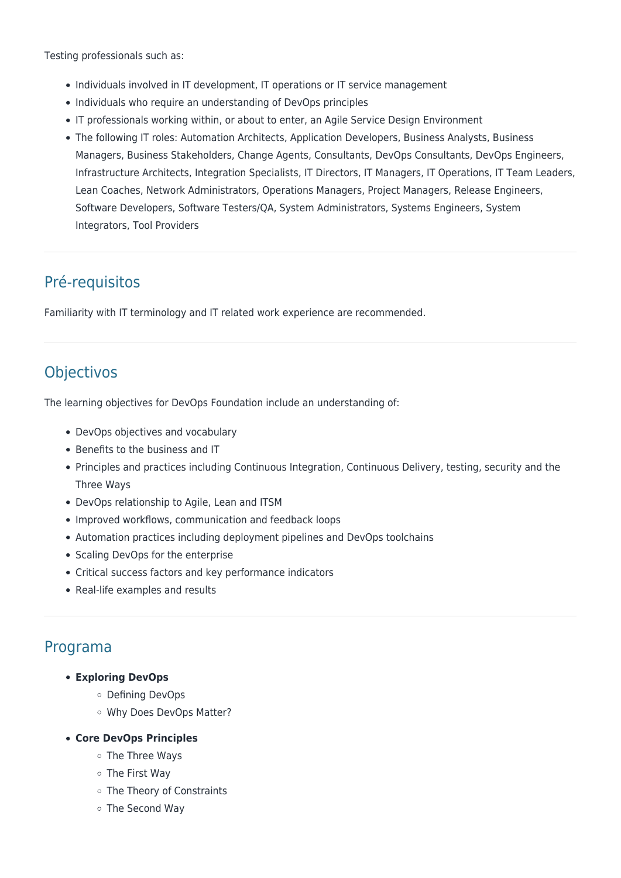Testing professionals such as:

- Individuals involved in IT development, IT operations or IT service management
- Individuals who require an understanding of DevOps principles
- IT professionals working within, or about to enter, an Agile Service Design Environment
- The following IT roles: Automation Architects, Application Developers, Business Analysts, Business Managers, Business Stakeholders, Change Agents, Consultants, DevOps Consultants, DevOps Engineers, Infrastructure Architects, Integration Specialists, IT Directors, IT Managers, IT Operations, IT Team Leaders, Lean Coaches, Network Administrators, Operations Managers, Project Managers, Release Engineers, Software Developers, Software Testers/QA, System Administrators, Systems Engineers, System Integrators, Tool Providers

## Pré-requisitos

Familiarity with IT terminology and IT related work experience are recommended.

## Objectivos

The learning objectives for DevOps Foundation include an understanding of:

- DevOps objectives and vocabulary
- Benefits to the business and IT
- Principles and practices including Continuous Integration, Continuous Delivery, testing, security and the Three Ways
- DevOps relationship to Agile, Lean and ITSM
- Improved workflows, communication and feedback loops
- Automation practices including deployment pipelines and DevOps toolchains
- Scaling DevOps for the enterprise
- Critical success factors and key performance indicators
- Real-life examples and results

## Programa

- **Exploring DevOps**
  - Defining DevOps
  - Why Does DevOps Matter?
- **Core DevOps Principles**
  - The Three Ways
  - The First Way
  - The Theory of Constraints
  - The Second Way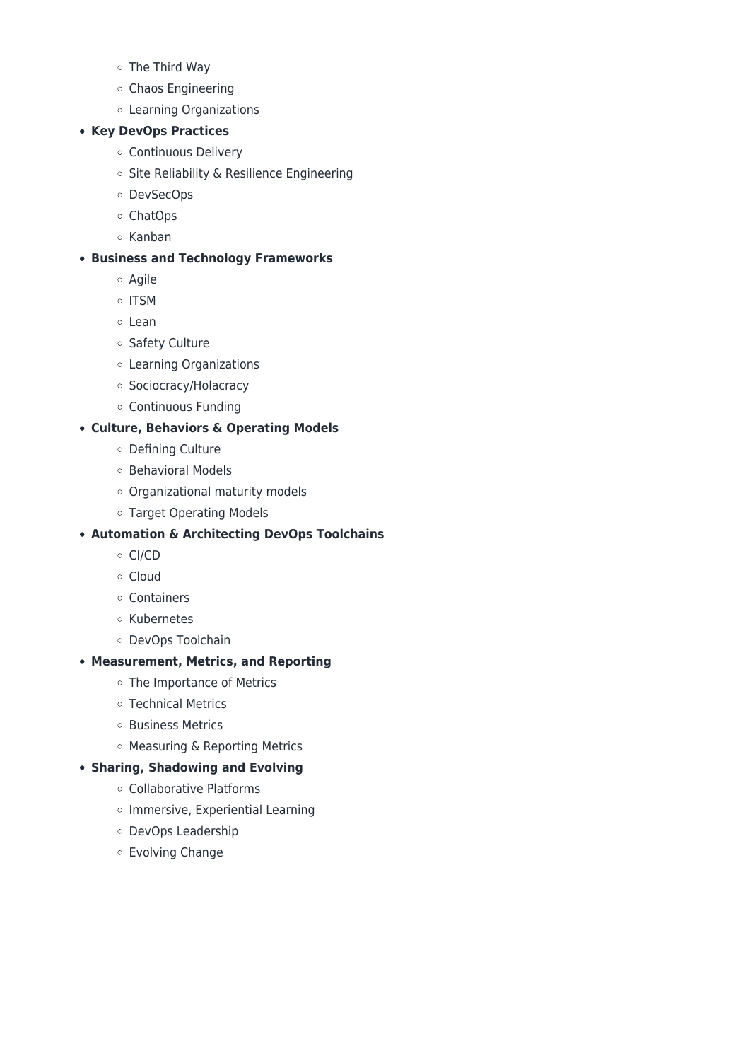- The Third Way
  - Chaos Engineering
  - Learning Organizations
- **Key DevOps Practices**
  - Continuous Delivery
  - Site Reliability & Resilience Engineering
  - DevSecOps
  - ChatOps
  - Kanban
- **Business and Technology Frameworks**
  - Agile
  - ITSM
  - Lean
  - Safety Culture
  - Learning Organizations
  - Sociocracy/Holacracy
  - Continuous Funding
- **Culture, Behaviors & Operating Models**
  - Defining Culture
  - Behavioral Models
  - Organizational maturity models
  - Target Operating Models
- **Automation & Architecting DevOps Toolchains**
  - CI/CD
  - Cloud
  - Containers
  - Kubernetes
  - DevOps Toolchain
- **Measurement, Metrics, and Reporting**
  - The Importance of Metrics
  - Technical Metrics
  - Business Metrics
  - Measuring & Reporting Metrics
- **Sharing, Shadowing and Evolving**
  - Collaborative Platforms
  - Immersive, Experiential Learning
  - DevOps Leadership
  - Evolving Change